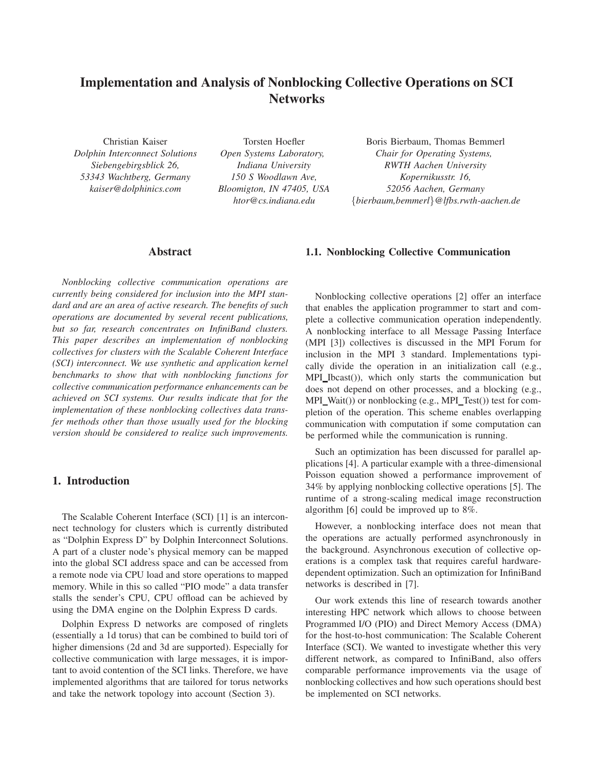# Implementation and Analysis of Nonblocking Collective Operations on SCI Networks

Christian Kaiser
*Dolphin Interconnect Solutions*
*Siebengebirgsblick 26,*
*53343 Wachtberg, Germany*
*kaiser@dolphinics.com*

Torsten Hoefler
*Open Systems Laboratory,*
*Indiana University*
*150 S Woodlawn Ave,*
*Bloomigton, IN 47405, USA*
*htor@cs.indiana.edu*

Boris Bierbaum, Thomas Bemmerl
*Chair for Operating Systems,*
*RWTH Aachen University*
*Kopernikusstr. 16,*
*52056 Aachen, Germany*
*{bierbaum,bemmerl}@lfbs.rwth-aachen.de*

## Abstract

*Nonblocking collective communication operations are currently being considered for inclusion into the MPI standard and are an area of active research. The benefits of such operations are documented by several recent publications, but so far, research concentrates on InfiniBand clusters. This paper describes an implementation of nonblocking collectives for clusters with the Scalable Coherent Interface (SCI) interconnect. We use synthetic and application kernel benchmarks to show that with nonblocking functions for collective communication performance enhancements can be achieved on SCI systems. Our results indicate that for the implementation of these nonblocking collectives data transfer methods other than those usually used for the blocking version should be considered to realize such improvements.*

## 1. Introduction

The Scalable Coherent Interface (SCI) [1] is an interconnect technology for clusters which is currently distributed as "Dolphin Express D" by Dolphin Interconnect Solutions. A part of a cluster node's physical memory can be mapped into the global SCI address space and can be accessed from a remote node via CPU load and store operations to mapped memory. While in this so called "PIO mode" a data transfer stalls the sender's CPU, CPU offload can be achieved by using the DMA engine on the Dolphin Express D cards.

Dolphin Express D networks are composed of ringlets (essentially a 1d torus) that can be combined to build tori of higher dimensions (2d and 3d are supported). Especially for collective communication with large messages, it is important to avoid contention of the SCI links. Therefore, we have implemented algorithms that are tailored for torus networks and take the network topology into account (Section 3).

### 1.1. Nonblocking Collective Communication

Nonblocking collective operations [2] offer an interface that enables the application programmer to start and complete a collective communication operation independently. A nonblocking interface to all Message Passing Interface (MPI [3]) collectives is discussed in the MPI Forum for inclusion in the MPI 3 standard. Implementations typically divide the operation in an initialization call (e.g., MPI_Ibcast()), which only starts the communication but does not depend on other processes, and a blocking (e.g., MPI_Wait()) or nonblocking (e.g., MPI_Test()) test for completion of the operation. This scheme enables overlapping communication with computation if some computation can be performed while the communication is running.

Such an optimization has been discussed for parallel applications [4]. A particular example with a three-dimensional Poisson equation showed a performance improvement of 34% by applying nonblocking collective operations [5]. The runtime of a strong-scaling medical image reconstruction algorithm [6] could be improved up to 8%.

However, a nonblocking interface does not mean that the operations are actually performed asynchronously in the background. Asynchronous execution of collective operations is a complex task that requires careful hardware-dependent optimization. Such an optimization for InfiniBand networks is described in [7].

Our work extends this line of research towards another interesting HPC network which allows to choose between Programmed I/O (PIO) and Direct Memory Access (DMA) for the host-to-host communication: The Scalable Coherent Interface (SCI). We wanted to investigate whether this very different network, as compared to InfiniBand, also offers comparable performance improvements via the usage of nonblocking collectives and how such operations should best be implemented on SCI networks.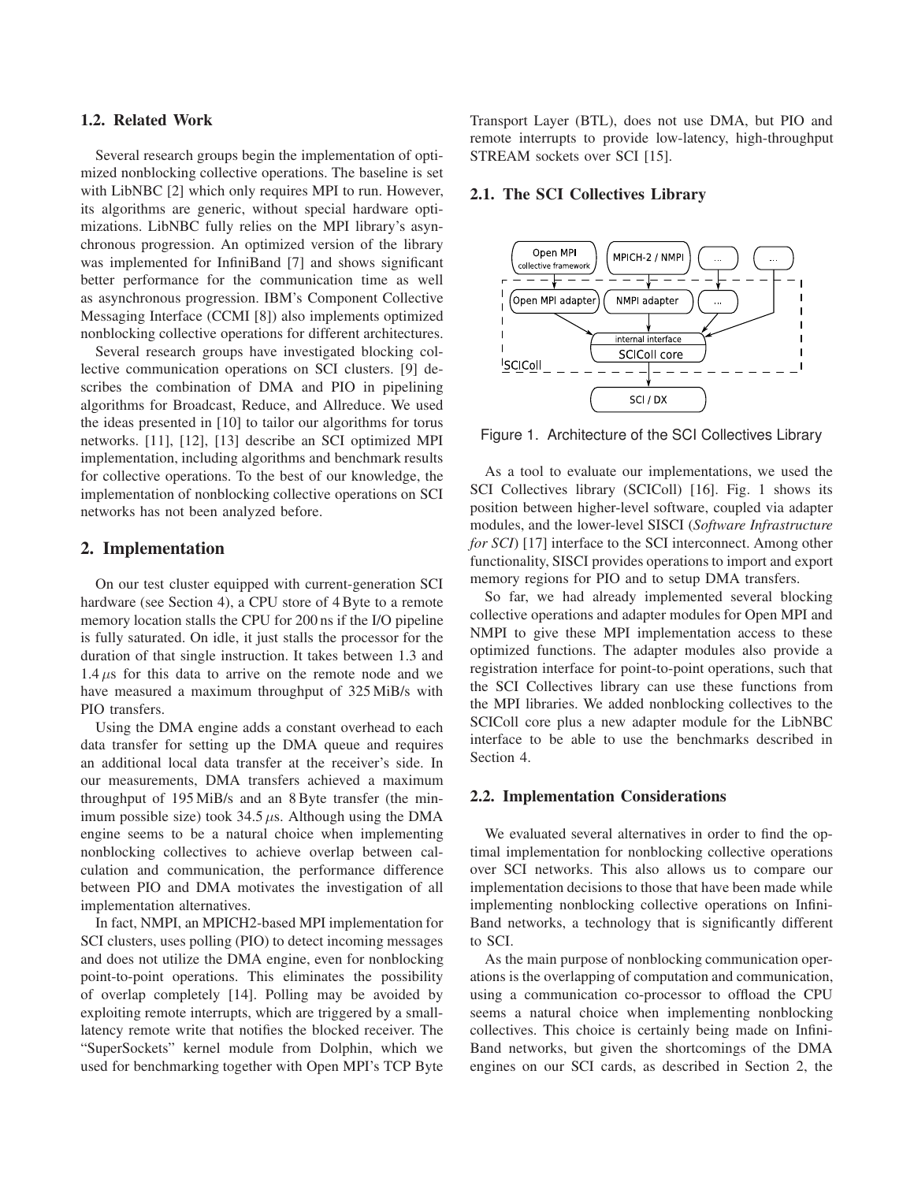### 1.2. Related Work

Several research groups begin the implementation of optimized nonblocking collective operations. The baseline is set with LibNBC [2] which only requires MPI to run. However, its algorithms are generic, without special hardware optimizations. LibNBC fully relies on the MPI library's asynchronous progression. An optimized version of the library was implemented for InfiniBand [7] and shows significant better performance for the communication time as well as asynchronous progression. IBM's Component Collective Messaging Interface (CCMI [8]) also implements optimized nonblocking collective operations for different architectures.

Several research groups have investigated blocking collective communication operations on SCI clusters. [9] describes the combination of DMA and PIO in pipelining algorithms for Broadcast, Reduce, and Allreduce. We used the ideas presented in [10] to tailor our algorithms for torus networks. [11], [12], [13] describe an SCI optimized MPI implementation, including algorithms and benchmark results for collective operations. To the best of our knowledge, the implementation of nonblocking collective operations on SCI networks has not been analyzed before.

## 2. Implementation

On our test cluster equipped with current-generation SCI hardware (see Section 4), a CPU store of 4 Byte to a remote memory location stalls the CPU for 200 ns if the I/O pipeline is fully saturated. On idle, it just stalls the processor for the duration of that single instruction. It takes between 1.3 and 1.4 $\mu$s for this data to arrive on the remote node and we have measured a maximum throughput of 325 MiB/s with PIO transfers.

Using the DMA engine adds a constant overhead to each data transfer for setting up the DMA queue and requires an additional local data transfer at the receiver's side. In our measurements, DMA transfers achieved a maximum throughput of 195 MiB/s and an 8 Byte transfer (the minimum possible size) took 34.5 $\mu$s. Although using the DMA engine seems to be a natural choice when implementing nonblocking collectives to achieve overlap between calculation and communication, the performance difference between PIO and DMA motivates the investigation of all implementation alternatives.

In fact, NMPI, an MPICH2-based MPI implementation for SCI clusters, uses polling (PIO) to detect incoming messages and does not utilize the DMA engine, even for nonblocking point-to-point operations. This eliminates the possibility of overlap completely [14]. Polling may be avoided by exploiting remote interrupts, which are triggered by a small-latency remote write that notifies the blocked receiver. The "SuperSockets" kernel module from Dolphin, which we used for benchmarking together with Open MPI's TCP Byte Transport Layer (BTL), does not use DMA, but PIO and remote interrupts to provide low-latency, high-throughput STREAM sockets over SCI [15].

### 2.1. The SCI Collectives Library

Figure 1. Architecture of the SCI Collectives Library

As a tool to evaluate our implementations, we used the SCI Collectives library (SCIColl) [16]. Fig. 1 shows its position between higher-level software, coupled via adapter modules, and the lower-level SISCI (*Software Infrastructure for SCI*) [17] interface to the SCI interconnect. Among other functionality, SISCI provides operations to import and export memory regions for PIO and to setup DMA transfers.

So far, we had already implemented several blocking collective operations and adapter modules for Open MPI and NMPI to give these MPI implementation access to these optimized functions. The adapter modules also provide a registration interface for point-to-point operations, such that the SCI Collectives library can use these functions from the MPI libraries. We added nonblocking collectives to the SCIColl core plus a new adapter module for the LibNBC interface to be able to use the benchmarks described in Section 4.

### 2.2. Implementation Considerations

We evaluated several alternatives in order to find the optimal implementation for nonblocking collective operations over SCI networks. This also allows us to compare our implementation decisions to those that have been made while implementing nonblocking collective operations on InfiniBand networks, a technology that is significantly different to SCI.

As the main purpose of nonblocking communication operations is the overlapping of computation and communication, using a communication co-processor to offload the CPU seems a natural choice when implementing nonblocking collectives. This choice is certainly being made on InfiniBand networks, but given the shortcomings of the DMA engines on our SCI cards, as described in Section 2, the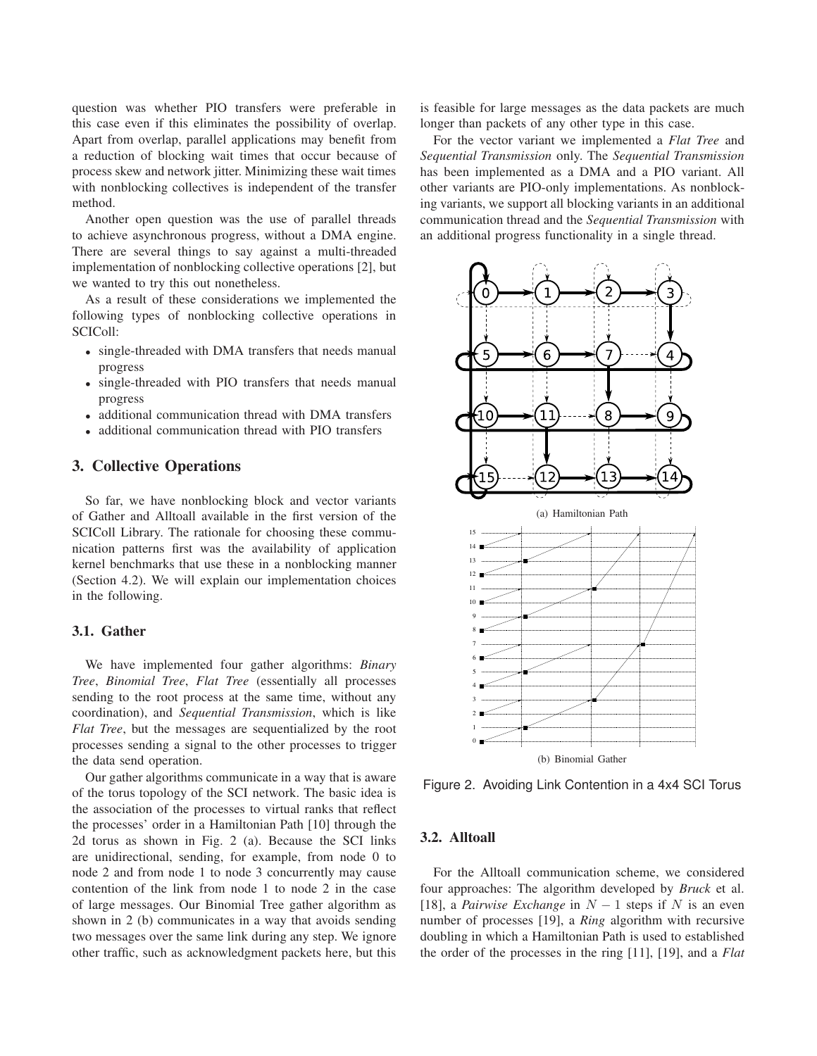question was whether PIO transfers were preferable in this case even if this eliminates the possibility of overlap. Apart from overlap, parallel applications may benefit from a reduction of blocking wait times that occur because of process skew and network jitter. Minimizing these wait times with nonblocking collectives is independent of the transfer method.

Another open question was the use of parallel threads to achieve asynchronous progress, without a DMA engine. There are several things to say against a multi-threaded implementation of nonblocking collective operations [2], but we wanted to try this out nonetheless.

As a result of these considerations we implemented the following types of nonblocking collective operations in SCIColl:

- single-threaded with DMA transfers that needs manual progress
- single-threaded with PIO transfers that needs manual progress
- additional communication thread with DMA transfers
- additional communication thread with PIO transfers

## 3. Collective Operations

So far, we have nonblocking block and vector variants of Gather and Alltoall available in the first version of the SCIColl Library. The rationale for choosing these communication patterns first was the availability of application kernel benchmarks that use these in a nonblocking manner (Section 4.2). We will explain our implementation choices in the following.

### 3.1. Gather

We have implemented four gather algorithms: *Binary Tree*, *Binomial Tree*, *Flat Tree* (essentially all processes sending to the root process at the same time, without any coordination), and *Sequential Transmission*, which is like *Flat Tree*, but the messages are sequentialized by the root processes sending a signal to the other processes to trigger the data send operation.

Our gather algorithms communicate in a way that is aware of the torus topology of the SCI network. The basic idea is the association of the processes to virtual ranks that reflect the processes' order in a Hamiltonian Path [10] through the 2d torus as shown in Fig. 2 (a). Because the SCI links are unidirectional, sending, for example, from node 0 to node 2 and from node 1 to node 3 concurrently may cause contention of the link from node 1 to node 2 in the case of large messages. Our Binomial Tree gather algorithm as shown in 2 (b) communicates in a way that avoids sending two messages over the same link during any step. We ignore other traffic, such as acknowledgment packets here, but this is feasible for large messages as the data packets are much longer than packets of any other type in this case.

For the vector variant we implemented a *Flat Tree* and *Sequential Transmission* only. The *Sequential Transmission* has been implemented as a DMA and a PIO variant. All other variants are PIO-only implementations. As nonblocking variants, we support all blocking variants in an additional communication thread and the *Sequential Transmission* with an additional progress functionality in a single thread.

(a) Hamiltonian Path

(b) Binomial Gather

Figure 2. Avoiding Link Contention in a 4x4 SCI Torus

### 3.2. Alltoall

For the Alltoall communication scheme, we considered four approaches: The algorithm developed by *Bruck* et al. [18], a *Pairwise Exchange* in $N-1$ steps if $N$ is an even number of processes [19], a *Ring* algorithm with recursive doubling in which a Hamiltonian Path is used to established the order of the processes in the ring [11], [19], and a *Flat*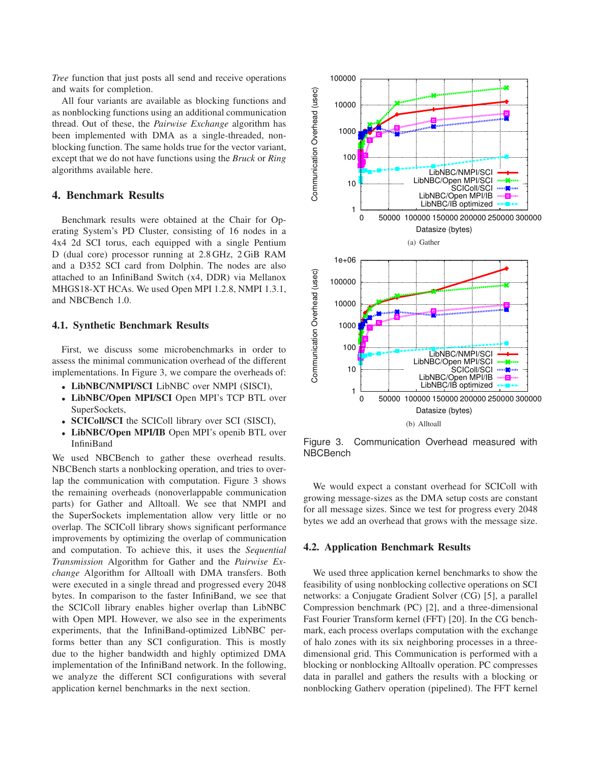*Tree* function that just posts all send and receive operations and waits for completion.

All four variants are available as blocking functions and as nonblocking functions using an additional communication thread. Out of these, the *Pairwise Exchange* algorithm has been implemented with DMA as a single-threaded, non-blocking function. The same holds true for the vector variant, except that we do not have functions using the *Bruck* or *Ring* algorithms available here.

## 4. Benchmark Results

Benchmark results were obtained at the Chair for Operating System's PD Cluster, consisting of 16 nodes in a 4x4 2d SCI torus, each equipped with a single Pentium D (dual core) processor running at 2.8 GHz, 2 GiB RAM and a D352 SCI card from Dolphin. The nodes are also attached to an InfiniBand Switch (x4, DDR) via Mellanox MHGS18-XT HCAs. We used Open MPI 1.2.8, NMPI 1.3.1, and NBCBench 1.0.

### 4.1. Synthetic Benchmark Results

First, we discuss some microbenchmarks in order to assess the minimal communication overhead of the different implementations. In Figure 3, we compare the overheads of:

- **LibNBC/NMPI/SCI** LibNBC over NMPI (SISCI),
- **LibNBC/Open MPI/SCI** Open MPI's TCP BTL over SuperSockets,
- **SCIColl/SCI** the SCIColl library over SCI (SISCI),
- **LibNBC/Open MPI/IB** Open MPI's openib BTL over InfiniBand

We used NBCBench to gather these overhead results. NBCBench starts a nonblocking operation, and tries to overlap the communication with computation. Figure 3 shows the remaining overheads (nonoverlappable communication parts) for Gather and Alltoall. We see that NMPI and the SuperSockets implementation allow very little or no overlap. The SCIColl library shows significant performance improvements by optimizing the overlap of communication and computation. To achieve this, it uses the *Sequential Transmission* Algorithm for Gather and the *Pairwise Exchange* Algorithm for Alltoall with DMA transfers. Both were executed in a single thread and progressed every 2048 bytes. In comparison to the faster InfiniBand, we see that the SCIColl library enables higher overlap than LibNBC with Open MPI. However, we also see in the experiments experiments, that the InfiniBand-optimized LibNBC performs better than any SCI configuration. This is mostly due to the higher bandwidth and highly optimized DMA implementation of the InfiniBand network. In the following, we analyze the different SCI configurations with several application kernel benchmarks in the next section.

(a) Gather

(b) Alltoall

Figure 3. Communication Overhead measured with NBCBench

We would expect a constant overhead for SCIColl with growing message-sizes as the DMA setup costs are constant for all message sizes. Since we test for progress every 2048 bytes we add an overhead that grows with the message size.

### 4.2. Application Benchmark Results

We used three application kernel benchmarks to show the feasibility of using nonblocking collective operations on SCI networks: a Conjugate Gradient Solver (CG) [5], a parallel Compression benchmark (PC) [2], and a three-dimensional Fast Fourier Transform kernel (FFT) [20]. In the CG benchmark, each process overlaps computation with the exchange of halo zones with its six neighboring processes in a three-dimensional grid. This Communication is performed with a blocking or nonblocking Alltoallv operation. PC compresses data in parallel and gathers the results with a blocking or nonblocking Gatherv operation (pipelined). The FFT kernel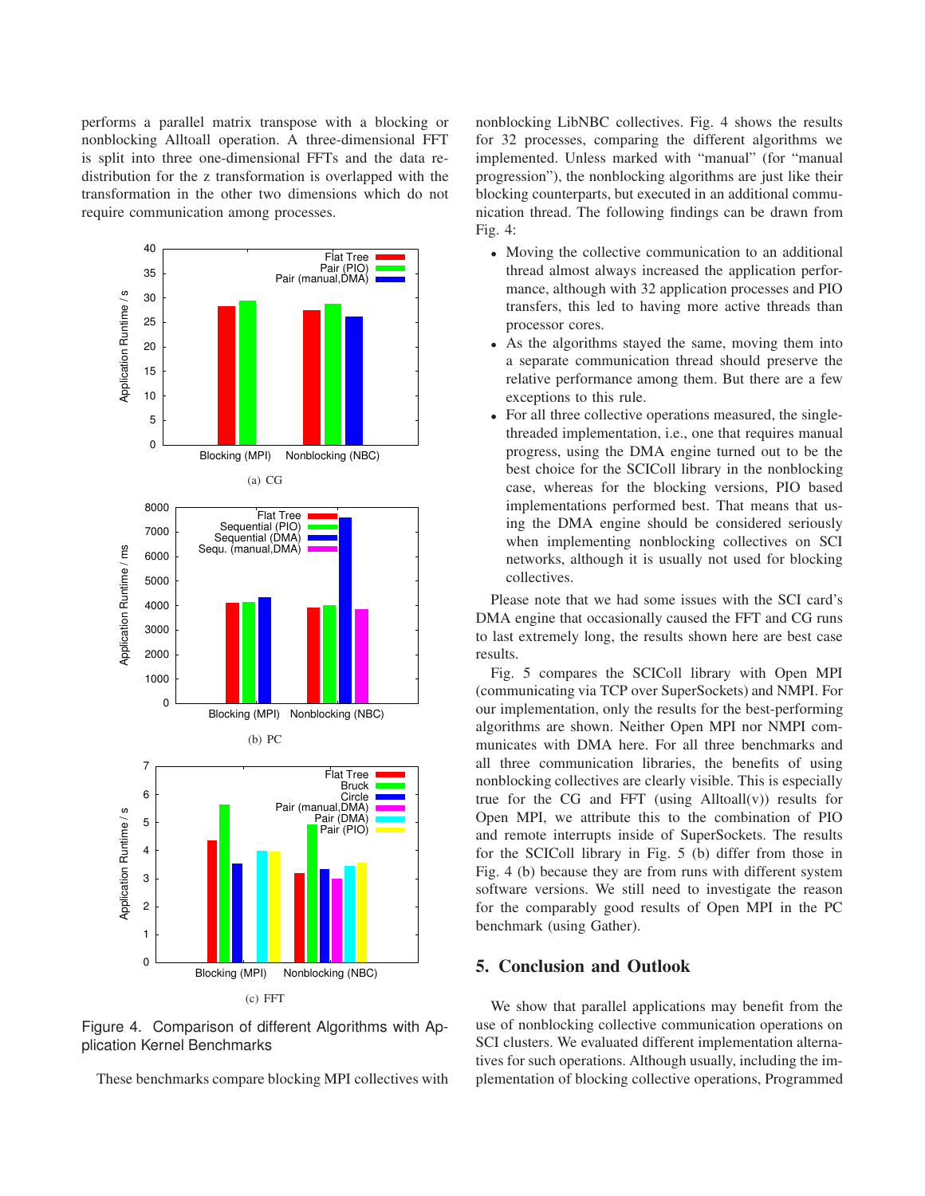performs a parallel matrix transpose with a blocking or nonblocking Alltoall operation. A three-dimensional FFT is split into three one-dimensional FFTs and the data redistribution for the z transformation is overlapped with the transformation in the other two dimensions which do not require communication among processes.

(a) CG

(b) PC

(c) FFT

Figure 4. Comparison of different Algorithms with Application Kernel Benchmarks

These benchmarks compare blocking MPI collectives with nonblocking LibNBC collectives. Fig. 4 shows the results for 32 processes, comparing the different algorithms we implemented. Unless marked with "manual" (for "manual progression"), the nonblocking algorithms are just like their blocking counterparts, but executed in an additional communication thread. The following findings can be drawn from Fig. 4:

- Moving the collective communication to an additional thread almost always increased the application performance, although with 32 application processes and PIO transfers, this led to having more active threads than processor cores.
- As the algorithms stayed the same, moving them into a separate communication thread should preserve the relative performance among them. But there are a few exceptions to this rule.
- For all three collective operations measured, the single-threaded implementation, i.e., one that requires manual progress, using the DMA engine turned out to be the best choice for the SCIColl library in the nonblocking case, whereas for the blocking versions, PIO based implementations performed best. That means that using the DMA engine should be considered seriously when implementing nonblocking collectives on SCI networks, although it is usually not used for blocking collectives.

Please note that we had some issues with the SCI card's DMA engine that occasionally caused the FFT and CG runs to last extremely long, the results shown here are best case results.

Fig. 5 compares the SCIColl library with Open MPI (communicating via TCP over SuperSockets) and NMPI. For our implementation, only the results for the best-performing algorithms are shown. Neither Open MPI nor NMPI communicates with DMA here. For all three benchmarks and all three communication libraries, the benefits of using nonblocking collectives are clearly visible. This is especially true for the CG and FFT (using Alltoall(v)) results for Open MPI, we attribute this to the combination of PIO and remote interrupts inside of SuperSockets. The results for the SCIColl library in Fig. 5 (b) differ from those in Fig. 4 (b) because they are from runs with different system software versions. We still need to investigate the reason for the comparably good results of Open MPI in the PC benchmark (using Gather).

## 5. Conclusion and Outlook

We show that parallel applications may benefit from the use of nonblocking collective communication operations on SCI clusters. We evaluated different implementation alternatives for such operations. Although usually, including the implementation of blocking collective operations, Programmed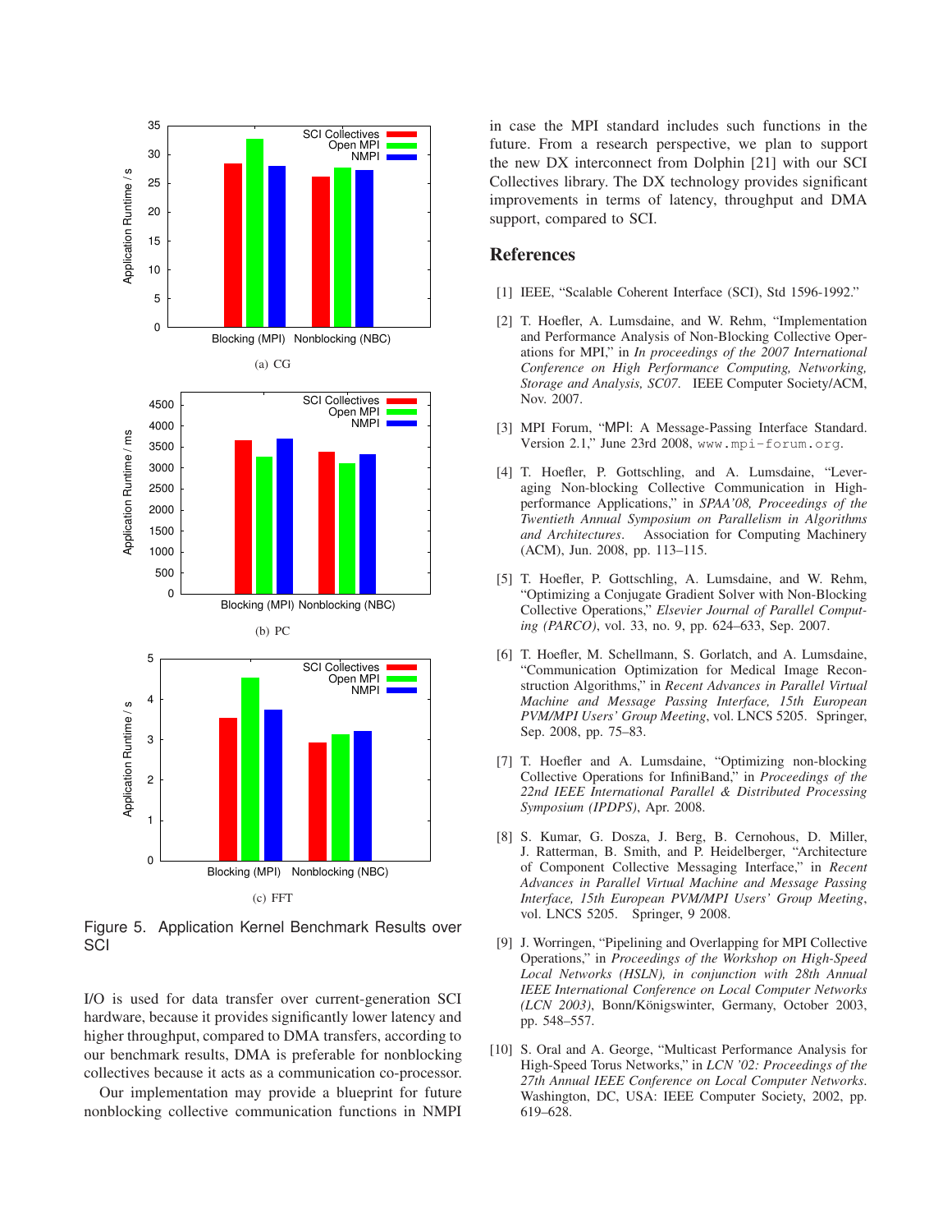(a) CG

(b) PC

(c) FFT

Figure 5. Application Kernel Benchmark Results over SCI

I/O is used for data transfer over current-generation SCI hardware, because it provides significantly lower latency and higher throughput, compared to DMA transfers, according to our benchmark results, DMA is preferable for nonblocking collectives because it acts as a communication co-processor.

Our implementation may provide a blueprint for future nonblocking collective communication functions in NMPI in case the MPI standard includes such functions in the future. From a research perspective, we plan to support the new DX interconnect from Dolphin [21] with our SCI Collectives library. The DX technology provides significant improvements in terms of latency, throughput and DMA support, compared to SCI.

## References

[1] IEEE, "Scalable Coherent Interface (SCI), Std 1596-1992."

[2] T. Hoefler, A. Lumsdaine, and W. Rehm, "Implementation and Performance Analysis of Non-Blocking Collective Operations for MPI," in *In proceedings of the 2007 International Conference on High Performance Computing, Networking, Storage and Analysis, SC07*. IEEE Computer Society/ACM, Nov. 2007.

[3] MPI Forum, "MPI: A Message-Passing Interface Standard. Version 2.1," June 23rd 2008, `www.mpi-forum.org`.

[4] T. Hoefler, P. Gottschling, and A. Lumsdaine, "Leveraging Non-blocking Collective Communication in High-performance Applications," in *SPAA'08, Proceedings of the Twentieth Annual Symposium on Parallelism in Algorithms and Architectures*. Association for Computing Machinery (ACM), Jun. 2008, pp. 113–115.

[5] T. Hoefler, P. Gottschling, A. Lumsdaine, and W. Rehm, "Optimizing a Conjugate Gradient Solver with Non-Blocking Collective Operations," *Elsevier Journal of Parallel Computing (PARCO)*, vol. 33, no. 9, pp. 624–633, Sep. 2007.

[6] T. Hoefler, M. Schellmann, S. Gorlatch, and A. Lumsdaine, "Communication Optimization for Medical Image Reconstruction Algorithms," in *Recent Advances in Parallel Virtual Machine and Message Passing Interface, 15th European PVM/MPI Users' Group Meeting*, vol. LNCS 5205. Springer, Sep. 2008, pp. 75–83.

[7] T. Hoefler and A. Lumsdaine, "Optimizing non-blocking Collective Operations for InfiniBand," in *Proceedings of the 22nd IEEE International Parallel & Distributed Processing Symposium (IPDPS)*, Apr. 2008.

[8] S. Kumar, G. Dosza, J. Berg, B. Cernohous, D. Miller, J. Ratterman, B. Smith, and P. Heidelberger, "Architecture of Component Collective Messaging Interface," in *Recent Advances in Parallel Virtual Machine and Message Passing Interface, 15th European PVM/MPI Users' Group Meeting*, vol. LNCS 5205. Springer, 9 2008.

[9] J. Worringen, "Pipelining and Overlapping for MPI Collective Operations," in *Proceedings of the Workshop on High-Speed Local Networks (HSLN), in conjunction with 28th Annual IEEE International Conference on Local Computer Networks (LCN 2003)*, Bonn/Königswinter, Germany, October 2003, pp. 548–557.

[10] S. Oral and A. George, "Multicast Performance Analysis for High-Speed Torus Networks," in *LCN '02: Proceedings of the 27th Annual IEEE Conference on Local Computer Networks*. Washington, DC, USA: IEEE Computer Society, 2002, pp. 619–628.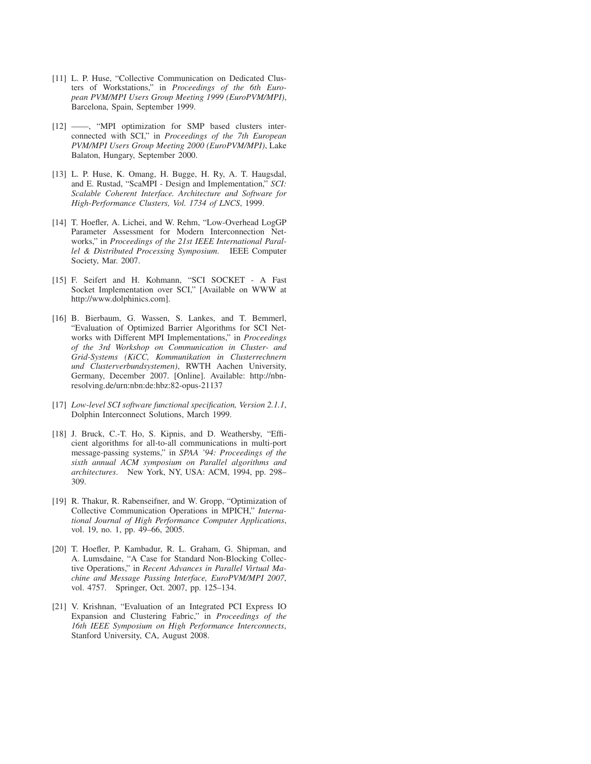[11] L. P. Huse, "Collective Communication on Dedicated Clusters of Workstations," in *Proceedings of the 6th European PVM/MPI Users Group Meeting 1999 (EuroPVM/MPI)*, Barcelona, Spain, September 1999.

[12] ——, "MPI optimization for SMP based clusters interconnected with SCI," in *Proceedings of the 7th European PVM/MPI Users Group Meeting 2000 (EuroPVM/MPI)*, Lake Balaton, Hungary, September 2000.

[13] L. P. Huse, K. Omang, H. Bugge, H. Ry, A. T. Haugsdal, and E. Rustad, "ScaMPI - Design and Implementation," *SCI: Scalable Coherent Interface. Architecture and Software for High-Performance Clusters, Vol. 1734 of LNCS*, 1999.

[14] T. Hoefler, A. Lichei, and W. Rehm, "Low-Overhead LogGP Parameter Assessment for Modern Interconnection Networks," in *Proceedings of the 21st IEEE International Parallel & Distributed Processing Symposium*. IEEE Computer Society, Mar. 2007.

[15] F. Seifert and H. Kohmann, "SCI SOCKET - A Fast Socket Implementation over SCI," [Available on WWW at http://www.dolphinics.com].

[16] B. Bierbaum, G. Wassen, S. Lankes, and T. Bemmerl, "Evaluation of Optimized Barrier Algorithms for SCI Networks with Different MPI Implementations," in *Proceedings of the 3rd Workshop on Communication in Cluster- and Grid-Systems (KiCC, Kommunikation in Clusterrechnern und Clusterverbundsystemen)*, RWTH Aachen University, Germany, December 2007. [Online]. Available: http://nbn-resolving.de/urn:nbn:de:hbz:82-opus-21137

[17] *Low-level SCI software functional specification, Version 2.1.1*, Dolphin Interconnect Solutions, March 1999.

[18] J. Bruck, C.-T. Ho, S. Kipnis, and D. Weathersby, "Efficient algorithms for all-to-all communications in multi-port message-passing systems," in *SPAA '94: Proceedings of the sixth annual ACM symposium on Parallel algorithms and architectures*. New York, NY, USA: ACM, 1994, pp. 298–309.

[19] R. Thakur, R. Rabenseifner, and W. Gropp, "Optimization of Collective Communication Operations in MPICH," *International Journal of High Performance Computer Applications*, vol. 19, no. 1, pp. 49–66, 2005.

[20] T. Hoefler, P. Kambadur, R. L. Graham, G. Shipman, and A. Lumsdaine, "A Case for Standard Non-Blocking Collective Operations," in *Recent Advances in Parallel Virtual Machine and Message Passing Interface, EuroPVM/MPI 2007*, vol. 4757. Springer, Oct. 2007, pp. 125–134.

[21] V. Krishnan, "Evaluation of an Integrated PCI Express IO Expansion and Clustering Fabric," in *Proceedings of the 16th IEEE Symposium on High Performance Interconnects*, Stanford University, CA, August 2008.